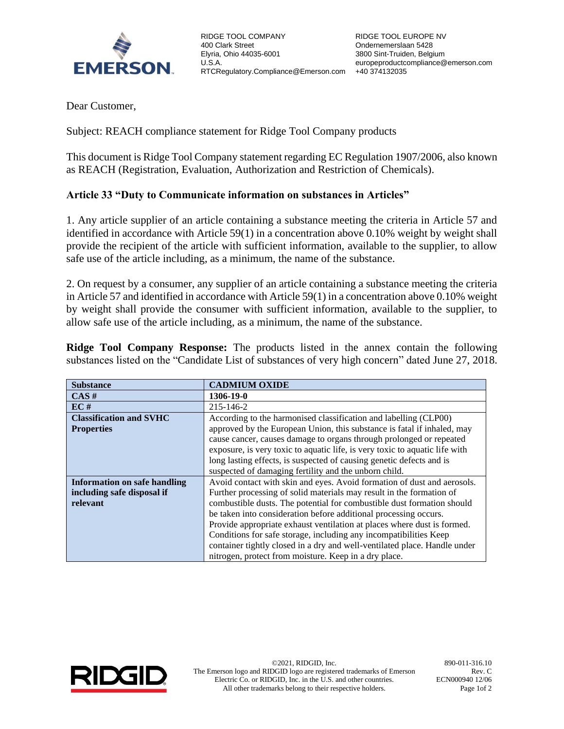RIDGE TOOL COMPANY
400 Clark Street
Elyria, Ohio 44035-6001
U.S.A.
RTCRegulatory.Compliance@Emerson.com

RIDGE TOOL EUROPE NV
Ondernemerslaan 5428
3800 Sint-Truiden, Belgium
europeproductcompliance@emerson.com
+40 374132035

Dear Customer,

Subject: REACH compliance statement for Ridge Tool Company products

This document is Ridge Tool Company statement regarding EC Regulation 1907/2006, also known as REACH (Registration, Evaluation, Authorization and Restriction of Chemicals).

### Article 33 "Duty to Communicate information on substances in Articles"

1. Any article supplier of an article containing a substance meeting the criteria in Article 57 and identified in accordance with Article 59(1) in a concentration above 0.10% weight by weight shall provide the recipient of the article with sufficient information, available to the supplier, to allow safe use of the article including, as a minimum, the name of the substance.

2. On request by a consumer, any supplier of an article containing a substance meeting the criteria in Article 57 and identified in accordance with Article 59(1) in a concentration above 0.10% weight by weight shall provide the consumer with sufficient information, available to the supplier, to allow safe use of the article including, as a minimum, the name of the substance.

**Ridge Tool Company Response:** The products listed in the annex contain the following substances listed on the "Candidate List of substances of very high concern" dated June 27, 2018.

| **Substance** | **CADMIUM OXIDE** |
|---|---|
| **CAS #** | **1306-19-0** |
| **EC #** | 215-146-2 |
| **Classification and SVHC Properties** | According to the harmonised classification and labelling (CLP00) approved by the European Union, this substance is fatal if inhaled, may cause cancer, causes damage to organs through prolonged or repeated exposure, is very toxic to aquatic life, is very toxic to aquatic life with long lasting effects, is suspected of causing genetic defects and is suspected of damaging fertility and the unborn child. |
| **Information on safe handling including safe disposal if relevant** | Avoid contact with skin and eyes. Avoid formation of dust and aerosols. Further processing of solid materials may result in the formation of combustible dusts. The potential for combustible dust formation should be taken into consideration before additional processing occurs. Provide appropriate exhaust ventilation at places where dust is formed. Conditions for safe storage, including any incompatibilities Keep container tightly closed in a dry and well-ventilated place. Handle under nitrogen, protect from moisture. Keep in a dry place. |

©2021, RIDGID, Inc.
The Emerson logo and RIDGID logo are registered trademarks of Emerson Electric Co. or RIDGID, Inc. in the U.S. and other countries.
All other trademarks belong to their respective holders.

890-011-316.10
Rev. C
ECN000940 12/06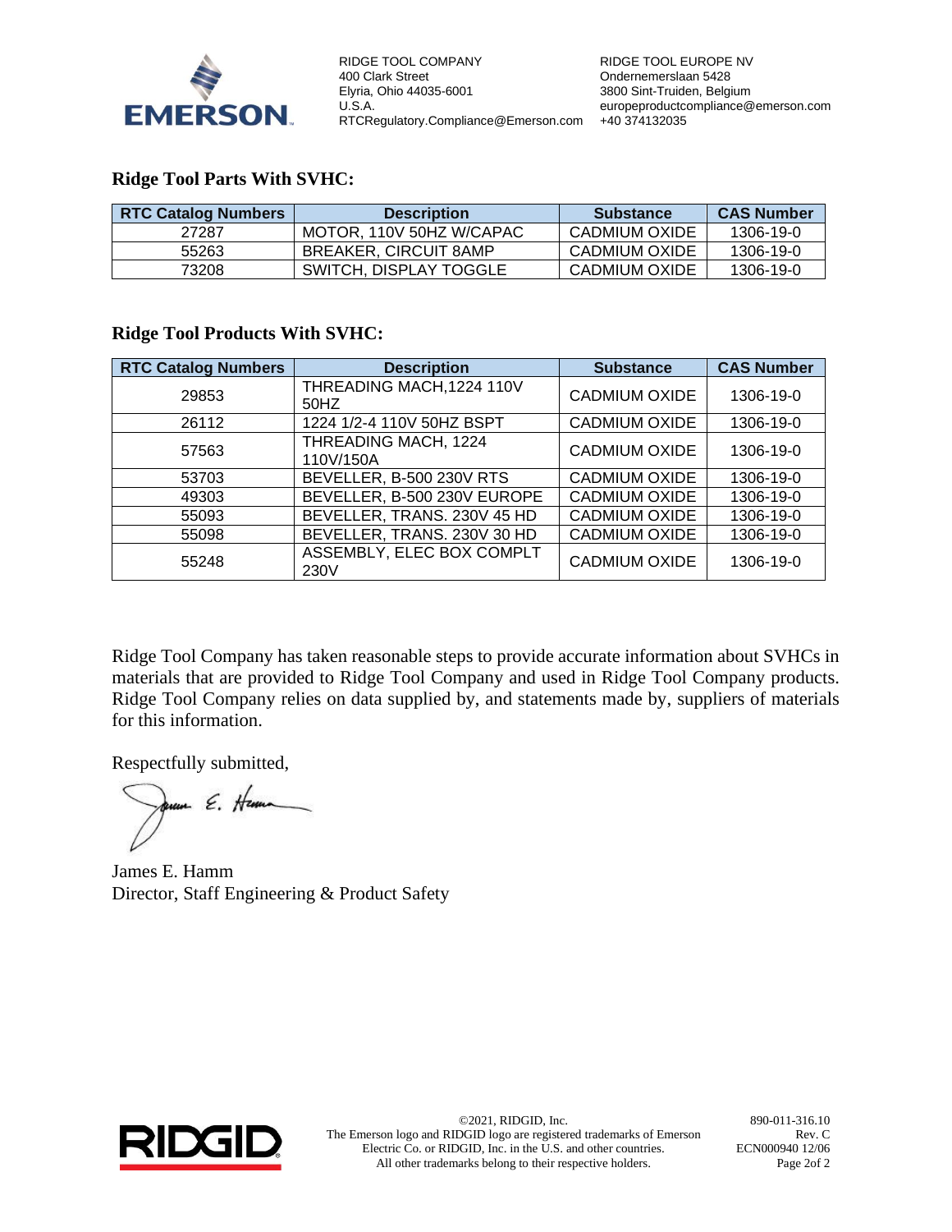RIDGE TOOL COMPANY
400 Clark Street
Elyria, Ohio 44035-6001
U.S.A.
RTCRegulatory.Compliance@Emerson.com

RIDGE TOOL EUROPE NV
Ondernemerslaan 5428
3800 Sint-Truiden, Belgium
europeproductcompliance@emerson.com
+40 374132035

## Ridge Tool Parts With SVHC:

| RTC Catalog Numbers | Description | Substance | CAS Number |
|---|---|---|---|
| 27287 | MOTOR, 110V 50HZ W/CAPAC | CADMIUM OXIDE | 1306-19-0 |
| 55263 | BREAKER, CIRCUIT 8AMP | CADMIUM OXIDE | 1306-19-0 |
| 73208 | SWITCH, DISPLAY TOGGLE | CADMIUM OXIDE | 1306-19-0 |

## Ridge Tool Products With SVHC:

| RTC Catalog Numbers | Description | Substance | CAS Number |
|---|---|---|---|
| 29853 | THREADING MACH,1224 110V 50HZ | CADMIUM OXIDE | 1306-19-0 |
| 26112 | 1224 1/2-4 110V 50HZ BSPT | CADMIUM OXIDE | 1306-19-0 |
| 57563 | THREADING MACH, 1224 110V/150A | CADMIUM OXIDE | 1306-19-0 |
| 53703 | BEVELLER, B-500 230V RTS | CADMIUM OXIDE | 1306-19-0 |
| 49303 | BEVELLER, B-500 230V EUROPE | CADMIUM OXIDE | 1306-19-0 |
| 55093 | BEVELLER, TRANS. 230V 45 HD | CADMIUM OXIDE | 1306-19-0 |
| 55098 | BEVELLER, TRANS. 230V 30 HD | CADMIUM OXIDE | 1306-19-0 |
| 55248 | ASSEMBLY, ELEC BOX COMPLT 230V | CADMIUM OXIDE | 1306-19-0 |

Ridge Tool Company has taken reasonable steps to provide accurate information about SVHCs in materials that are provided to Ridge Tool Company and used in Ridge Tool Company products. Ridge Tool Company relies on data supplied by, and statements made by, suppliers of materials for this information.

Respectfully submitted,

James E. Hamm
Director, Staff Engineering & Product Safety

©2021, RIDGID, Inc.
The Emerson logo and RIDGID logo are registered trademarks of Emerson Electric Co. or RIDGID, Inc. in the U.S. and other countries.
All other trademarks belong to their respective holders.

890-011-316.10
Rev. C
ECN000940 12/06